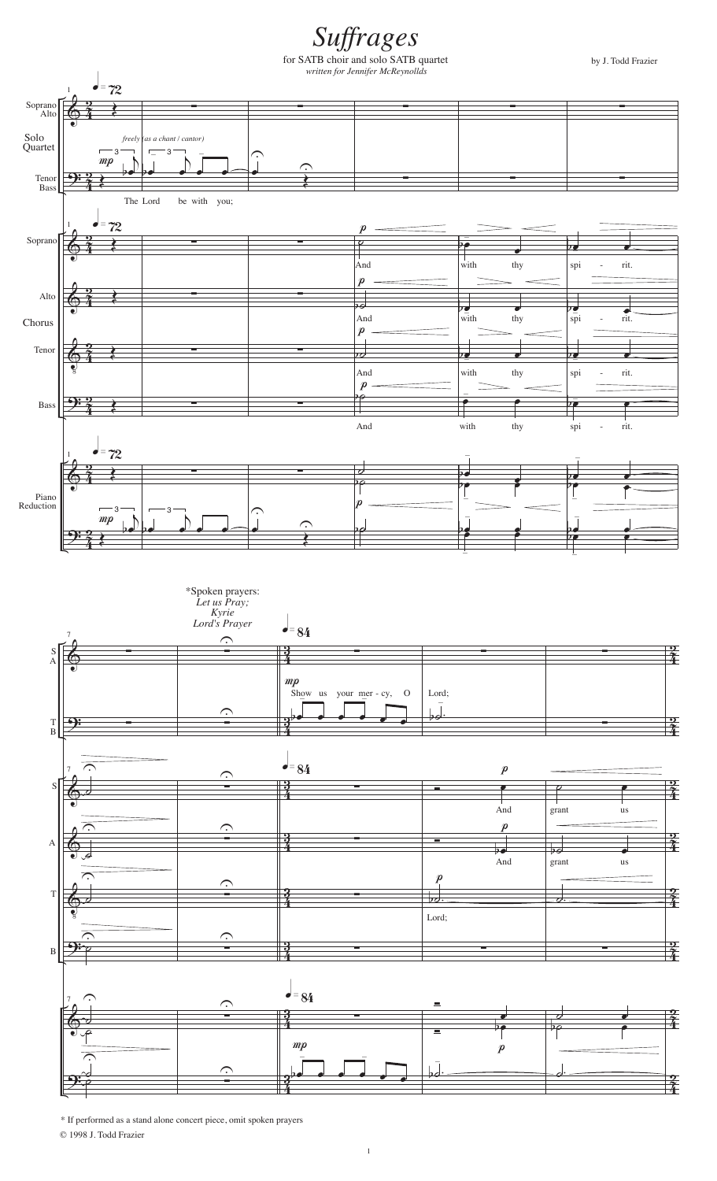# *Suffrages*

for SATB choir and solo SATB quartet

*written for Jennifer McReynollds*

by J. Todd Frazier

*Spoken prayers:
*Let us Pray;*
*Kyrie*
*Lord's Prayer*

\* If performed as a stand alone concert piece, omit spoken prayers

© 1998 J. Todd Frazier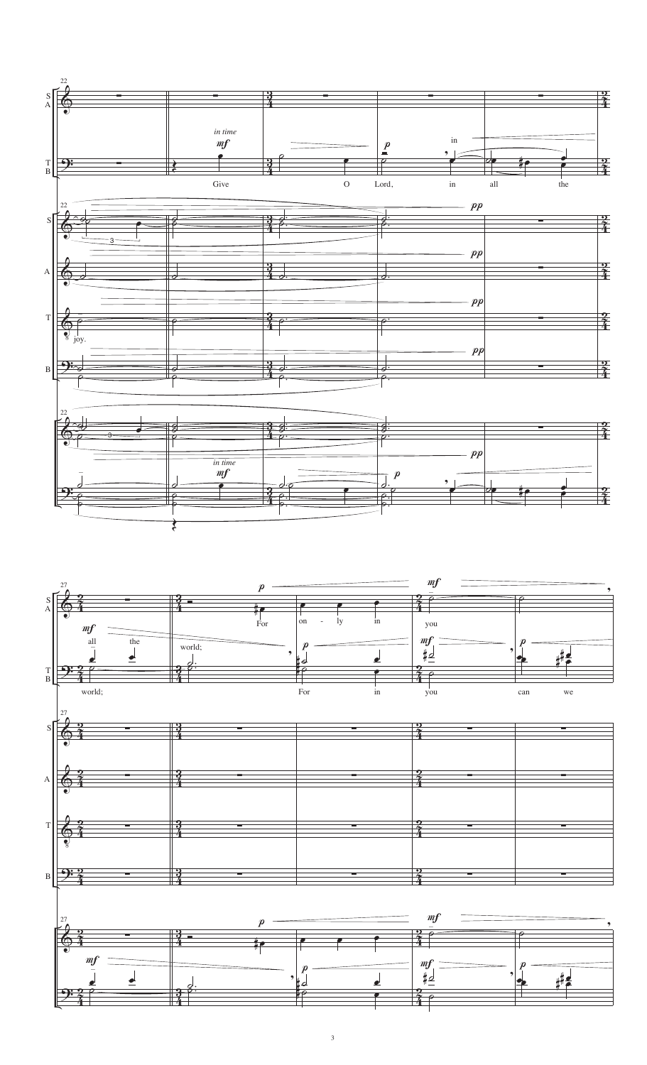Give O Lord, in all the

joy.

all the world; For only in you

world; For in you can we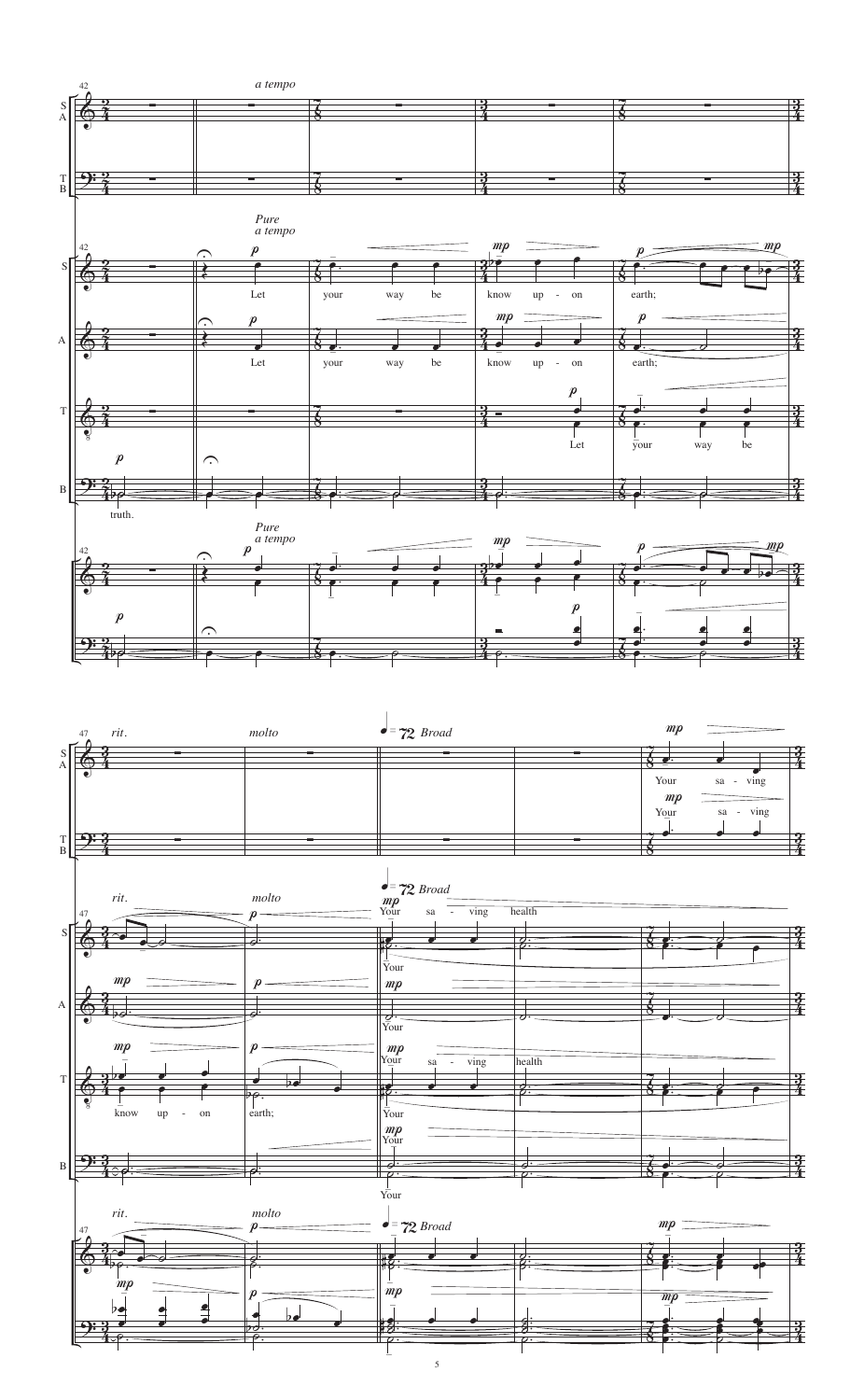*a tempo*

*Pure a tempo*

Let your way be know up - on earth;

truth.

*rit.* *molto*

♩ = 72 *Broad*

Your sa - ving health

Your sa - ving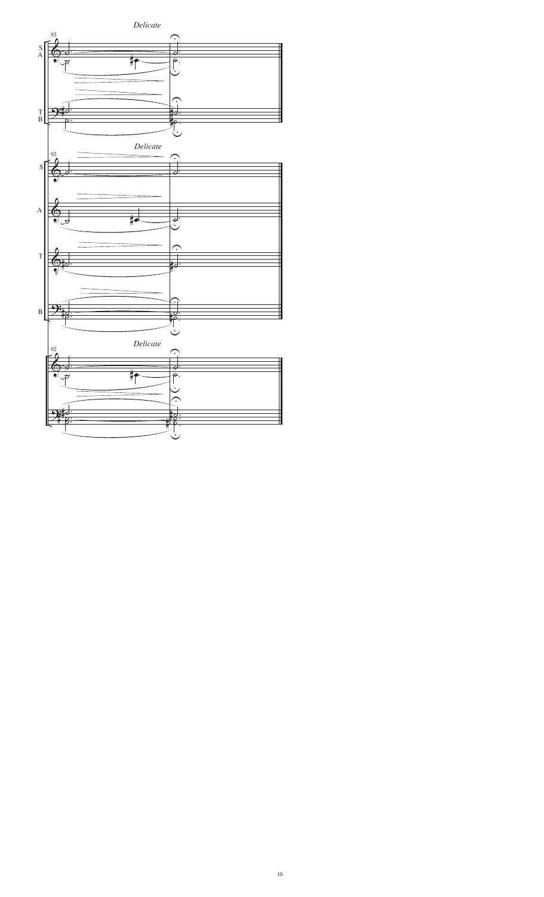*Delicate*

92

S
A

T
B

*Delicate*

92

S

A

T

B

*Delicate*

92